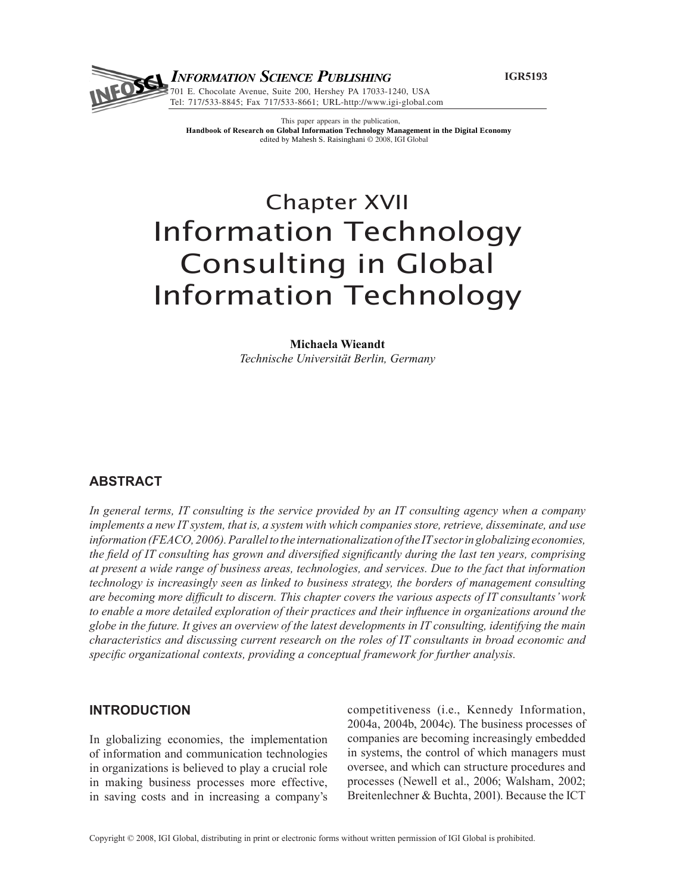*INFORMATION SCIENCE PUBLISHING*

701 E. Chocolate Avenue, Suite 200, Hershey PA 17033-1240, USA
Tel: 717/533-8845; Fax 717/533-8661; URL-http://www.igi-global.com

**IGR5193**

This paper appears in the publication,
**Handbook of Research on Global Information Technology Management in the Digital Economy**
edited by Mahesh S. Raisinghani © 2008, IGI Global

# Chapter XVII
# Information Technology Consulting in Global Information Technology

**Michaela Wieandt**
*Technische Universität Berlin, Germany*

## ABSTRACT

*In general terms, IT consulting is the service provided by an IT consulting agency when a company implements a new IT system, that is, a system with which companies store, retrieve, disseminate, and use information (FEACO, 2006). Parallel to the internationalization of the IT sector in globalizing economies, the field of IT consulting has grown and diversified significantly during the last ten years, comprising at present a wide range of business areas, technologies, and services. Due to the fact that information technology is increasingly seen as linked to business strategy, the borders of management consulting are becoming more difficult to discern. This chapter covers the various aspects of IT consultants' work to enable a more detailed exploration of their practices and their influence in organizations around the globe in the future. It gives an overview of the latest developments in IT consulting, identifying the main characteristics and discussing current research on the roles of IT consultants in broad economic and specific organizational contexts, providing a conceptual framework for further analysis.*

## INTRODUCTION

In globalizing economies, the implementation of information and communication technologies in organizations is believed to play a crucial role in making business processes more effective, in saving costs and in increasing a company's competitiveness (i.e., Kennedy Information, 2004a, 2004b, 2004c). The business processes of companies are becoming increasingly embedded in systems, the control of which managers must oversee, and which can structure procedures and processes (Newell et al., 2006; Walsham, 2002; Breitenlechner & Buchta, 2001). Because the ICT

Copyright © 2008, IGI Global, distributing in print or electronic forms without written permission of IGI Global is prohibited.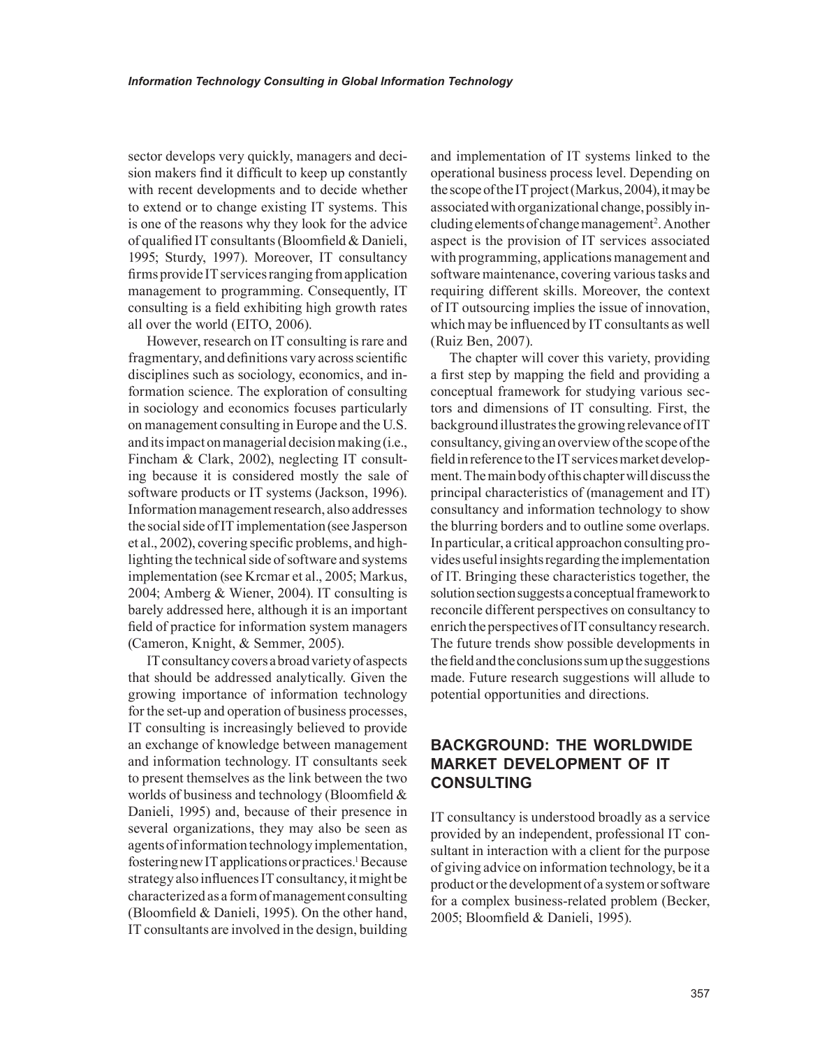sector develops very quickly, managers and decision makers find it difficult to keep up constantly with recent developments and to decide whether to extend or to change existing IT systems. This is one of the reasons why they look for the advice of qualified IT consultants (Bloomfield & Danieli, 1995; Sturdy, 1997). Moreover, IT consultancy firms provide IT services ranging from application management to programming. Consequently, IT consulting is a field exhibiting high growth rates all over the world (EITO, 2006).

However, research on IT consulting is rare and fragmentary, and definitions vary across scientific disciplines such as sociology, economics, and information science. The exploration of consulting in sociology and economics focuses particularly on management consulting in Europe and the U.S. and its impact on managerial decision making (i.e., Fincham & Clark, 2002), neglecting IT consulting because it is considered mostly the sale of software products or IT systems (Jackson, 1996). Information management research, also addresses the social side of IT implementation (see Jasperson et al., 2002), covering specific problems, and highlighting the technical side of software and systems implementation (see Krcmar et al., 2005; Markus, 2004; Amberg & Wiener, 2004). IT consulting is barely addressed here, although it is an important field of practice for information system managers (Cameron, Knight, & Semmer, 2005).

IT consultancy covers a broad variety of aspects that should be addressed analytically. Given the growing importance of information technology for the set-up and operation of business processes, IT consulting is increasingly believed to provide an exchange of knowledge between management and information technology. IT consultants seek to present themselves as the link between the two worlds of business and technology (Bloomfield & Danieli, 1995) and, because of their presence in several organizations, they may also be seen as agents of information technology implementation, fostering new IT applications or practices.[1] Because strategy also influences IT consultancy, it might be characterized as a form of management consulting (Bloomfield & Danieli, 1995). On the other hand, IT consultants are involved in the design, building and implementation of IT systems linked to the operational business process level. Depending on the scope of the IT project (Markus, 2004), it may be associated with organizational change, possibly including elements of change management[2]. Another aspect is the provision of IT services associated with programming, applications management and software maintenance, covering various tasks and requiring different skills. Moreover, the context of IT outsourcing implies the issue of innovation, which may be influenced by IT consultants as well (Ruiz Ben, 2007).

The chapter will cover this variety, providing a first step by mapping the field and providing a conceptual framework for studying various sectors and dimensions of IT consulting. First, the background illustrates the growing relevance of IT consultancy, giving an overview of the scope of the field in reference to the IT services market development. The main body of this chapter will discuss the principal characteristics of (management and IT) consultancy and information technology to show the blurring borders and to outline some overlaps. In particular, a critical approachon consulting provides useful insights regarding the implementation of IT. Bringing these characteristics together, the solution section suggests a conceptual framework to reconcile different perspectives on consultancy to enrich the perspectives of IT consultancy research. The future trends show possible developments in the field and the conclusions sum up the suggestions made. Future research suggestions will allude to potential opportunities and directions.

## BACKGROUND: THE WORLDWIDE MARKET DEVELOPMENT OF IT CONSULTING

IT consultancy is understood broadly as a service provided by an independent, professional IT consultant in interaction with a client for the purpose of giving advice on information technology, be it a product or the development of a system or software for a complex business-related problem (Becker, 2005; Bloomfield & Danieli, 1995).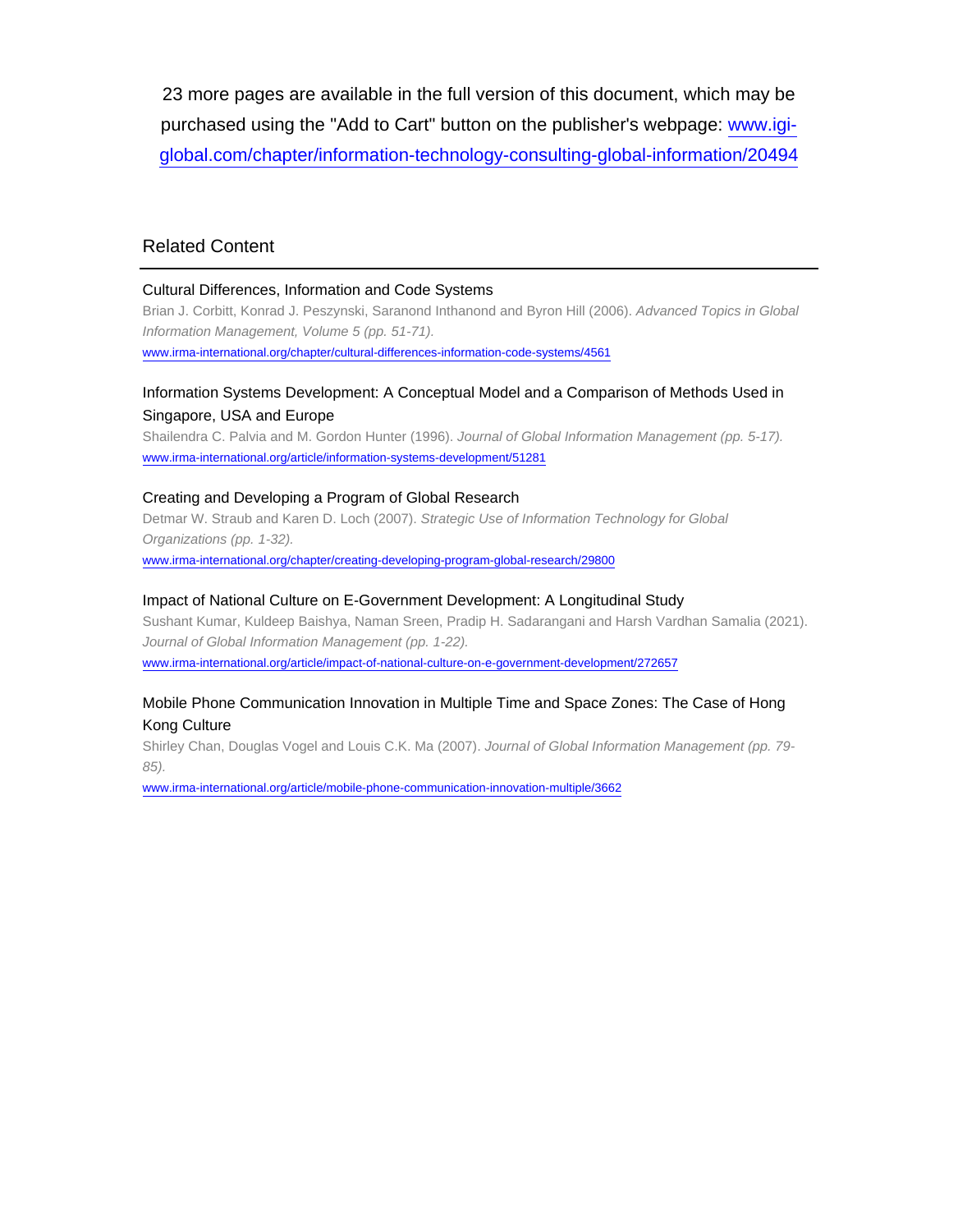23 more pages are available in the full version of this document, which may be purchased using the "Add to Cart" button on the publisher's webpage: [www.igi-global.com/chapter/information-technology-consulting-global-information/20494](www.igi-global.com/chapter/information-technology-consulting-global-information/20494)

## Related Content

Cultural Differences, Information and Code Systems
Brian J. Corbitt, Konrad J. Peszynski, Saranond Inthanond and Byron Hill (2006). *Advanced Topics in Global Information Management, Volume 5 (pp. 51-71).*
[www.irma-international.org/chapter/cultural-differences-information-code-systems/4561](www.irma-international.org/chapter/cultural-differences-information-code-systems/4561)

Information Systems Development: A Conceptual Model and a Comparison of Methods Used in Singapore, USA and Europe
Shailendra C. Palvia and M. Gordon Hunter (1996). *Journal of Global Information Management (pp. 5-17).*
[www.irma-international.org/article/information-systems-development/51281](www.irma-international.org/article/information-systems-development/51281)

Creating and Developing a Program of Global Research
Detmar W. Straub and Karen D. Loch (2007). *Strategic Use of Information Technology for Global Organizations (pp. 1-32).*
[www.irma-international.org/chapter/creating-developing-program-global-research/29800](www.irma-international.org/chapter/creating-developing-program-global-research/29800)

Impact of National Culture on E-Government Development: A Longitudinal Study
Sushant Kumar, Kuldeep Baishya, Naman Sreen, Pradip H. Sadarangani and Harsh Vardhan Samalia (2021). *Journal of Global Information Management (pp. 1-22).*
[www.irma-international.org/article/impact-of-national-culture-on-e-government-development/272657](www.irma-international.org/article/impact-of-national-culture-on-e-government-development/272657)

Mobile Phone Communication Innovation in Multiple Time and Space Zones: The Case of Hong Kong Culture
Shirley Chan, Douglas Vogel and Louis C.K. Ma (2007). *Journal of Global Information Management (pp. 79-85).*
[www.irma-international.org/article/mobile-phone-communication-innovation-multiple/3662](www.irma-international.org/article/mobile-phone-communication-innovation-multiple/3662)